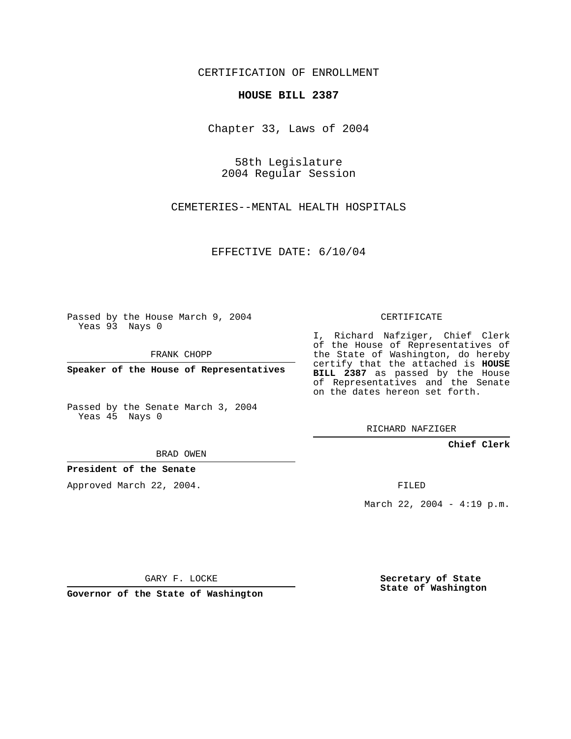CERTIFICATION OF ENROLLMENT

**HOUSE BILL 2387**

Chapter 33, Laws of 2004

58th Legislature
2004 Regular Session

CEMETERIES--MENTAL HEALTH HOSPITALS

EFFECTIVE DATE: 6/10/04

Passed by the House March 9, 2004
Yeas 93 Nays 0

FRANK CHOPP

**Speaker of the House of Representatives**

Passed by the Senate March 3, 2004
Yeas 45 Nays 0

BRAD OWEN

**President of the Senate**

Approved March 22, 2004.

GARY F. LOCKE

**Governor of the State of Washington**

CERTIFICATE

I, Richard Nafziger, Chief Clerk of the House of Representatives of the State of Washington, do hereby certify that the attached is **HOUSE BILL 2387** as passed by the House of Representatives and the Senate on the dates hereon set forth.

RICHARD NAFZIGER

**Chief Clerk**

FILED

March 22, 2004 - 4:19 p.m.

**Secretary of State**
**State of Washington**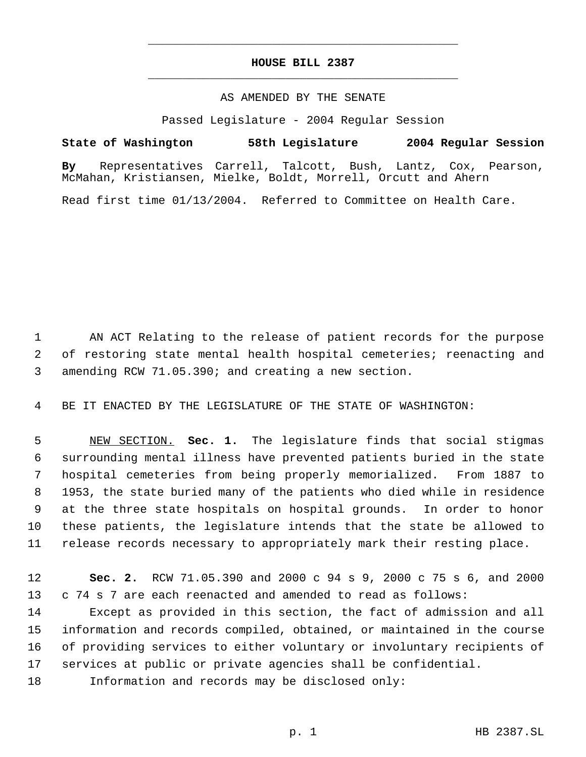# HOUSE BILL 2387

AS AMENDED BY THE SENATE

Passed Legislature - 2004 Regular Session

**State of Washington 58th Legislature 2004 Regular Session**

**By** Representatives Carrell, Talcott, Bush, Lantz, Cox, Pearson, McMahan, Kristiansen, Mielke, Boldt, Morrell, Orcutt and Ahern

Read first time 01/13/2004. Referred to Committee on Health Care.

1 AN ACT Relating to the release of patient records for the purpose
2 of restoring state mental health hospital cemeteries; reenacting and
3 amending RCW 71.05.390; and creating a new section.

4 BE IT ENACTED BY THE LEGISLATURE OF THE STATE OF WASHINGTON:

5 NEW SECTION. **Sec. 1.** The legislature finds that social stigmas
6 surrounding mental illness have prevented patients buried in the state
7 hospital cemeteries from being properly memorialized. From 1887 to
8 1953, the state buried many of the patients who died while in residence
9 at the three state hospitals on hospital grounds. In order to honor
10 these patients, the legislature intends that the state be allowed to
11 release records necessary to appropriately mark their resting place.

12 **Sec. 2.** RCW 71.05.390 and 2000 c 94 s 9, 2000 c 75 s 6, and 2000
13 c 74 s 7 are each reenacted and amended to read as follows:
14 Except as provided in this section, the fact of admission and all
15 information and records compiled, obtained, or maintained in the course
16 of providing services to either voluntary or involuntary recipients of
17 services at public or private agencies shall be confidential.
18 Information and records may be disclosed only: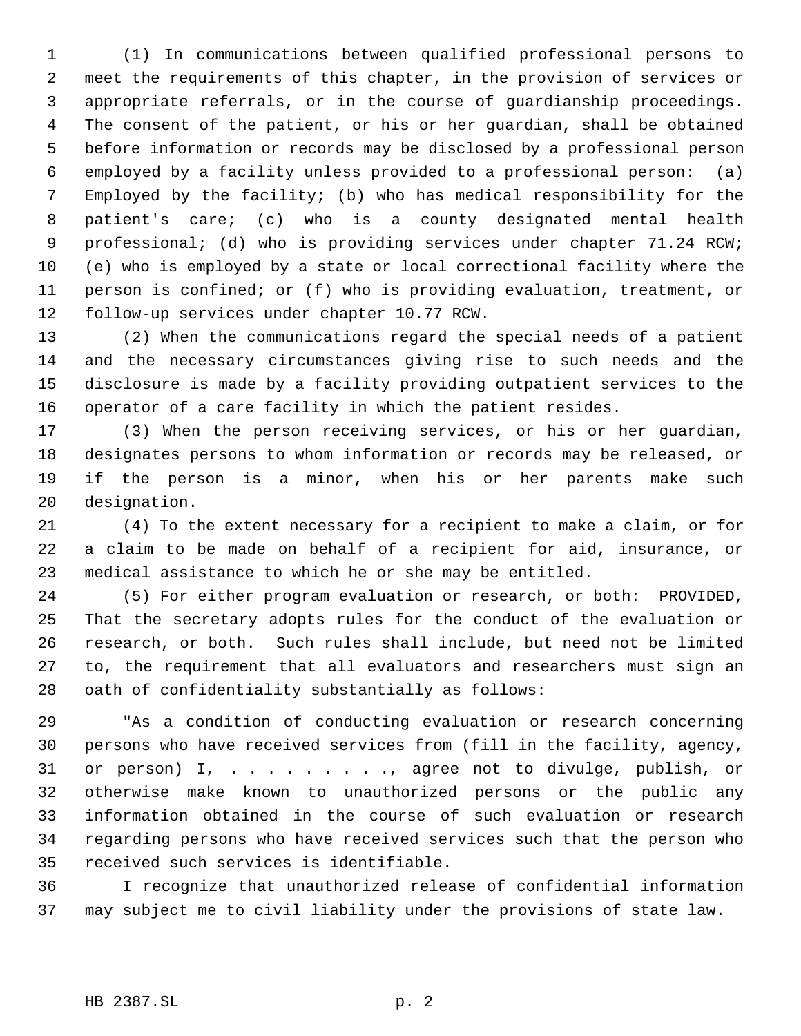(1) In communications between qualified professional persons to meet the requirements of this chapter, in the provision of services or appropriate referrals, or in the course of guardianship proceedings. The consent of the patient, or his or her guardian, shall be obtained before information or records may be disclosed by a professional person employed by a facility unless provided to a professional person: (a) Employed by the facility; (b) who has medical responsibility for the patient's care; (c) who is a county designated mental health professional; (d) who is providing services under chapter 71.24 RCW; (e) who is employed by a state or local correctional facility where the person is confined; or (f) who is providing evaluation, treatment, or follow-up services under chapter 10.77 RCW.

(2) When the communications regard the special needs of a patient and the necessary circumstances giving rise to such needs and the disclosure is made by a facility providing outpatient services to the operator of a care facility in which the patient resides.

(3) When the person receiving services, or his or her guardian, designates persons to whom information or records may be released, or if the person is a minor, when his or her parents make such designation.

(4) To the extent necessary for a recipient to make a claim, or for a claim to be made on behalf of a recipient for aid, insurance, or medical assistance to which he or she may be entitled.

(5) For either program evaluation or research, or both: PROVIDED, That the secretary adopts rules for the conduct of the evaluation or research, or both. Such rules shall include, but need not be limited to, the requirement that all evaluators and researchers must sign an oath of confidentiality substantially as follows:

"As a condition of conducting evaluation or research concerning persons who have received services from (fill in the facility, agency, or person) I, . . . . . . . . . ., agree not to divulge, publish, or otherwise make known to unauthorized persons or the public any information obtained in the course of such evaluation or research regarding persons who have received services such that the person who received such services is identifiable.

I recognize that unauthorized release of confidential information may subject me to civil liability under the provisions of state law.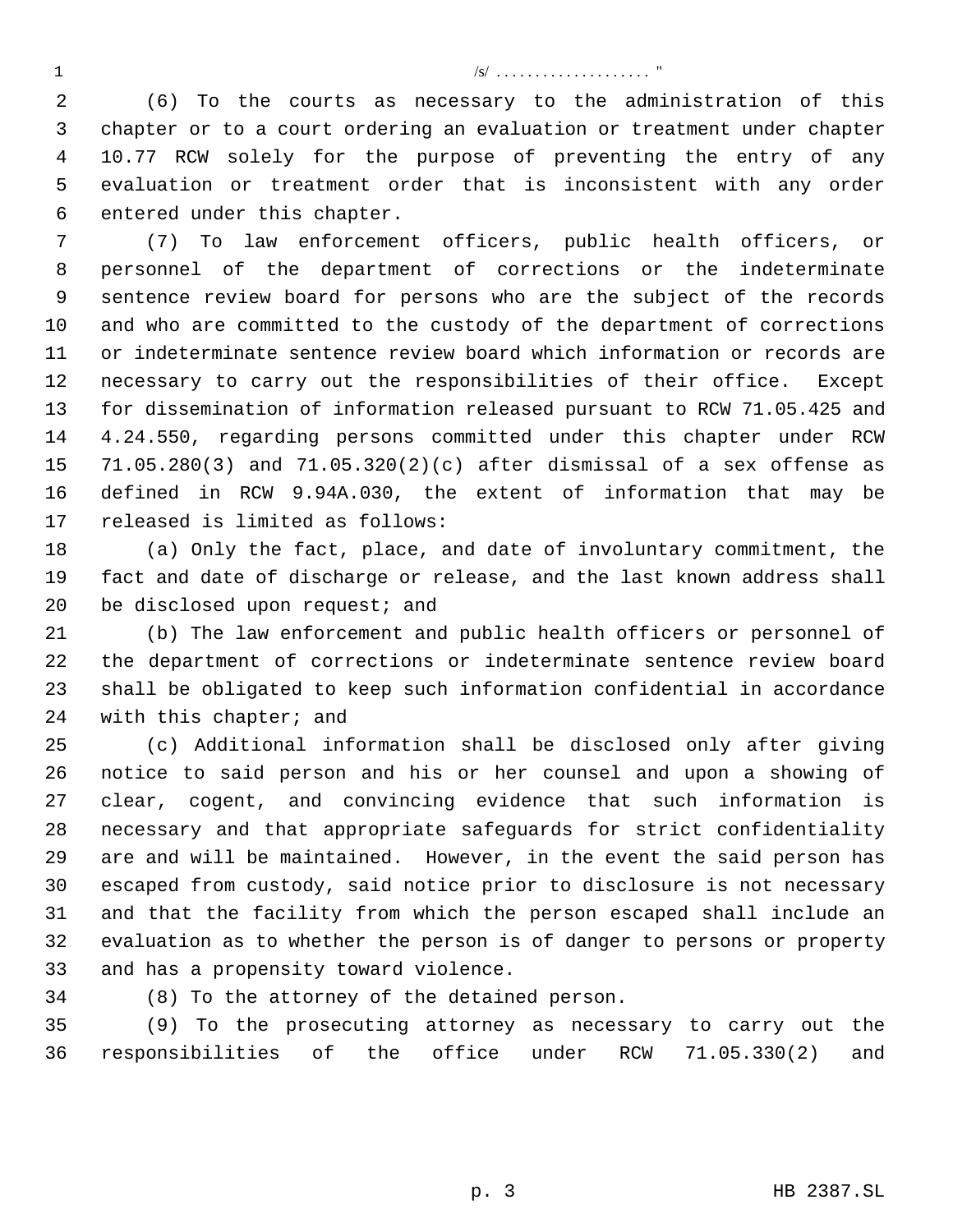/s/ .................... "

(6) To the courts as necessary to the administration of this chapter or to a court ordering an evaluation or treatment under chapter 10.77 RCW solely for the purpose of preventing the entry of any evaluation or treatment order that is inconsistent with any order entered under this chapter.

(7) To law enforcement officers, public health officers, or personnel of the department of corrections or the indeterminate sentence review board for persons who are the subject of the records and who are committed to the custody of the department of corrections or indeterminate sentence review board which information or records are necessary to carry out the responsibilities of their office. Except for dissemination of information released pursuant to RCW 71.05.425 and 4.24.550, regarding persons committed under this chapter under RCW 71.05.280(3) and 71.05.320(2)(c) after dismissal of a sex offense as defined in RCW 9.94A.030, the extent of information that may be released is limited as follows:

(a) Only the fact, place, and date of involuntary commitment, the fact and date of discharge or release, and the last known address shall be disclosed upon request; and

(b) The law enforcement and public health officers or personnel of the department of corrections or indeterminate sentence review board shall be obligated to keep such information confidential in accordance with this chapter; and

(c) Additional information shall be disclosed only after giving notice to said person and his or her counsel and upon a showing of clear, cogent, and convincing evidence that such information is necessary and that appropriate safeguards for strict confidentiality are and will be maintained. However, in the event the said person has escaped from custody, said notice prior to disclosure is not necessary and that the facility from which the person escaped shall include an evaluation as to whether the person is of danger to persons or property and has a propensity toward violence.

(8) To the attorney of the detained person.

(9) To the prosecuting attorney as necessary to carry out the responsibilities of the office under RCW 71.05.330(2) and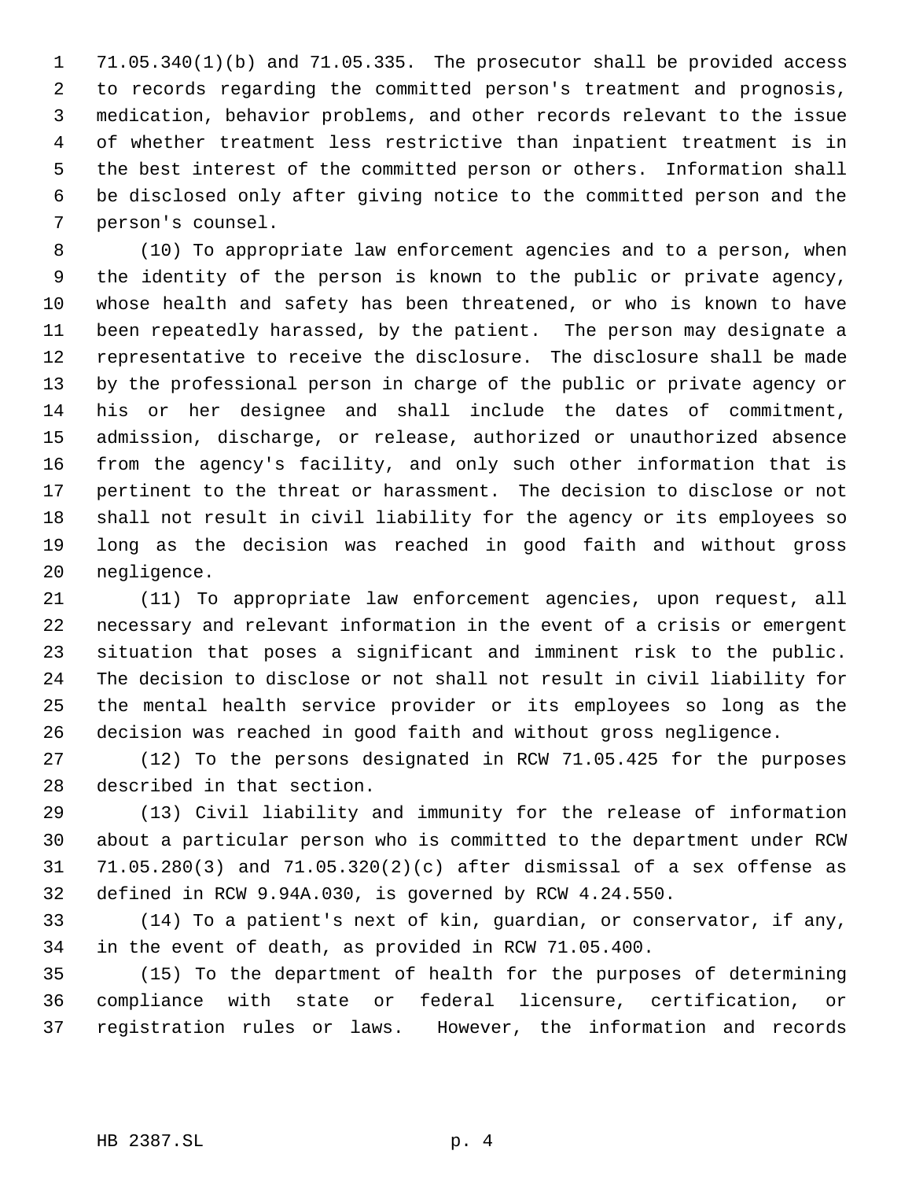71.05.340(1)(b) and 71.05.335. The prosecutor shall be provided access to records regarding the committed person's treatment and prognosis, medication, behavior problems, and other records relevant to the issue of whether treatment less restrictive than inpatient treatment is in the best interest of the committed person or others. Information shall be disclosed only after giving notice to the committed person and the person's counsel.

(10) To appropriate law enforcement agencies and to a person, when the identity of the person is known to the public or private agency, whose health and safety has been threatened, or who is known to have been repeatedly harassed, by the patient. The person may designate a representative to receive the disclosure. The disclosure shall be made by the professional person in charge of the public or private agency or his or her designee and shall include the dates of commitment, admission, discharge, or release, authorized or unauthorized absence from the agency's facility, and only such other information that is pertinent to the threat or harassment. The decision to disclose or not shall not result in civil liability for the agency or its employees so long as the decision was reached in good faith and without gross negligence.

(11) To appropriate law enforcement agencies, upon request, all necessary and relevant information in the event of a crisis or emergent situation that poses a significant and imminent risk to the public. The decision to disclose or not shall not result in civil liability for the mental health service provider or its employees so long as the decision was reached in good faith and without gross negligence.

(12) To the persons designated in RCW 71.05.425 for the purposes described in that section.

(13) Civil liability and immunity for the release of information about a particular person who is committed to the department under RCW 71.05.280(3) and 71.05.320(2)(c) after dismissal of a sex offense as defined in RCW 9.94A.030, is governed by RCW 4.24.550.

(14) To a patient's next of kin, guardian, or conservator, if any, in the event of death, as provided in RCW 71.05.400.

(15) To the department of health for the purposes of determining compliance with state or federal licensure, certification, or registration rules or laws. However, the information and records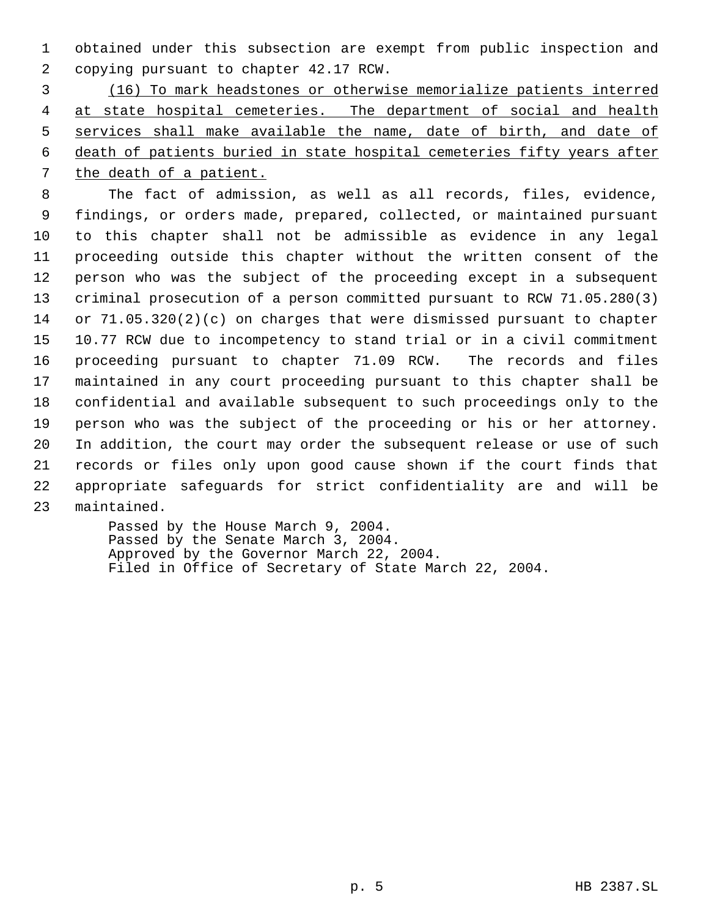obtained under this subsection are exempt from public inspection and copying pursuant to chapter 42.17 RCW.

(16) To mark headstones or otherwise memorialize patients interred at state hospital cemeteries. The department of social and health services shall make available the name, date of birth, and date of death of patients buried in state hospital cemeteries fifty years after the death of a patient.

The fact of admission, as well as all records, files, evidence, findings, or orders made, prepared, collected, or maintained pursuant to this chapter shall not be admissible as evidence in any legal proceeding outside this chapter without the written consent of the person who was the subject of the proceeding except in a subsequent criminal prosecution of a person committed pursuant to RCW 71.05.280(3) or 71.05.320(2)(c) on charges that were dismissed pursuant to chapter 10.77 RCW due to incompetency to stand trial or in a civil commitment proceeding pursuant to chapter 71.09 RCW. The records and files maintained in any court proceeding pursuant to this chapter shall be confidential and available subsequent to such proceedings only to the person who was the subject of the proceeding or his or her attorney. In addition, the court may order the subsequent release or use of such records or files only upon good cause shown if the court finds that appropriate safeguards for strict confidentiality are and will be maintained.

Passed by the House March 9, 2004.
Passed by the Senate March 3, 2004.
Approved by the Governor March 22, 2004.
Filed in Office of Secretary of State March 22, 2004.